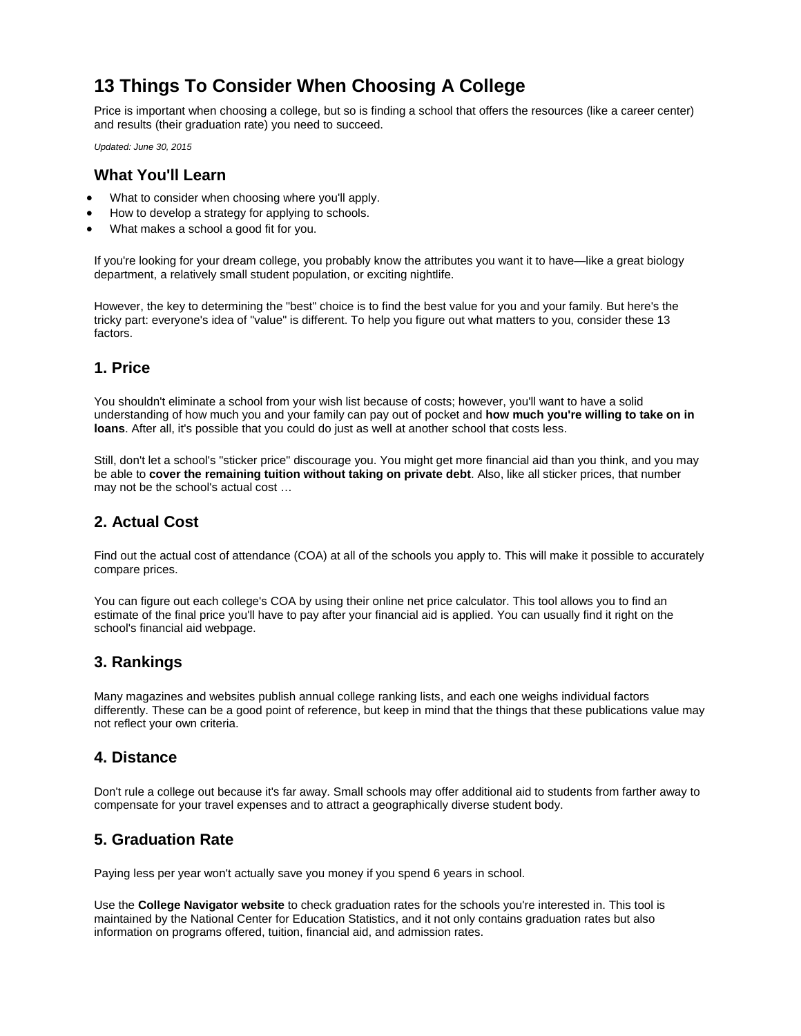# 13 Things To Consider When Choosing A College

Price is important when choosing a college, but so is finding a school that offers the resources (like a career center) and results (their graduation rate) you need to succeed.

*Updated: June 30, 2015*

## What You'll Learn

- What to consider when choosing where you'll apply.
- How to develop a strategy for applying to schools.
- What makes a school a good fit for you.

If you're looking for your dream college, you probably know the attributes you want it to have—like a great biology department, a relatively small student population, or exciting nightlife.

However, the key to determining the "best" choice is to find the best value for you and your family. But here's the tricky part: everyone's idea of "value" is different. To help you figure out what matters to you, consider these 13 factors.

## 1. Price

You shouldn't eliminate a school from your wish list because of costs; however, you'll want to have a solid understanding of how much you and your family can pay out of pocket and **how much you're willing to take on in loans**. After all, it's possible that you could do just as well at another school that costs less.

Still, don't let a school's "sticker price" discourage you. You might get more financial aid than you think, and you may be able to **cover the remaining tuition without taking on private debt**. Also, like all sticker prices, that number may not be the school's actual cost …

## 2. Actual Cost

Find out the actual cost of attendance (COA) at all of the schools you apply to. This will make it possible to accurately compare prices.

You can figure out each college's COA by using their online net price calculator. This tool allows you to find an estimate of the final price you'll have to pay after your financial aid is applied. You can usually find it right on the school's financial aid webpage.

## 3. Rankings

Many magazines and websites publish annual college ranking lists, and each one weighs individual factors differently. These can be a good point of reference, but keep in mind that the things that these publications value may not reflect your own criteria.

## 4. Distance

Don't rule a college out because it's far away. Small schools may offer additional aid to students from farther away to compensate for your travel expenses and to attract a geographically diverse student body.

## 5. Graduation Rate

Paying less per year won't actually save you money if you spend 6 years in school.

Use the **College Navigator website** to check graduation rates for the schools you're interested in. This tool is maintained by the National Center for Education Statistics, and it not only contains graduation rates but also information on programs offered, tuition, financial aid, and admission rates.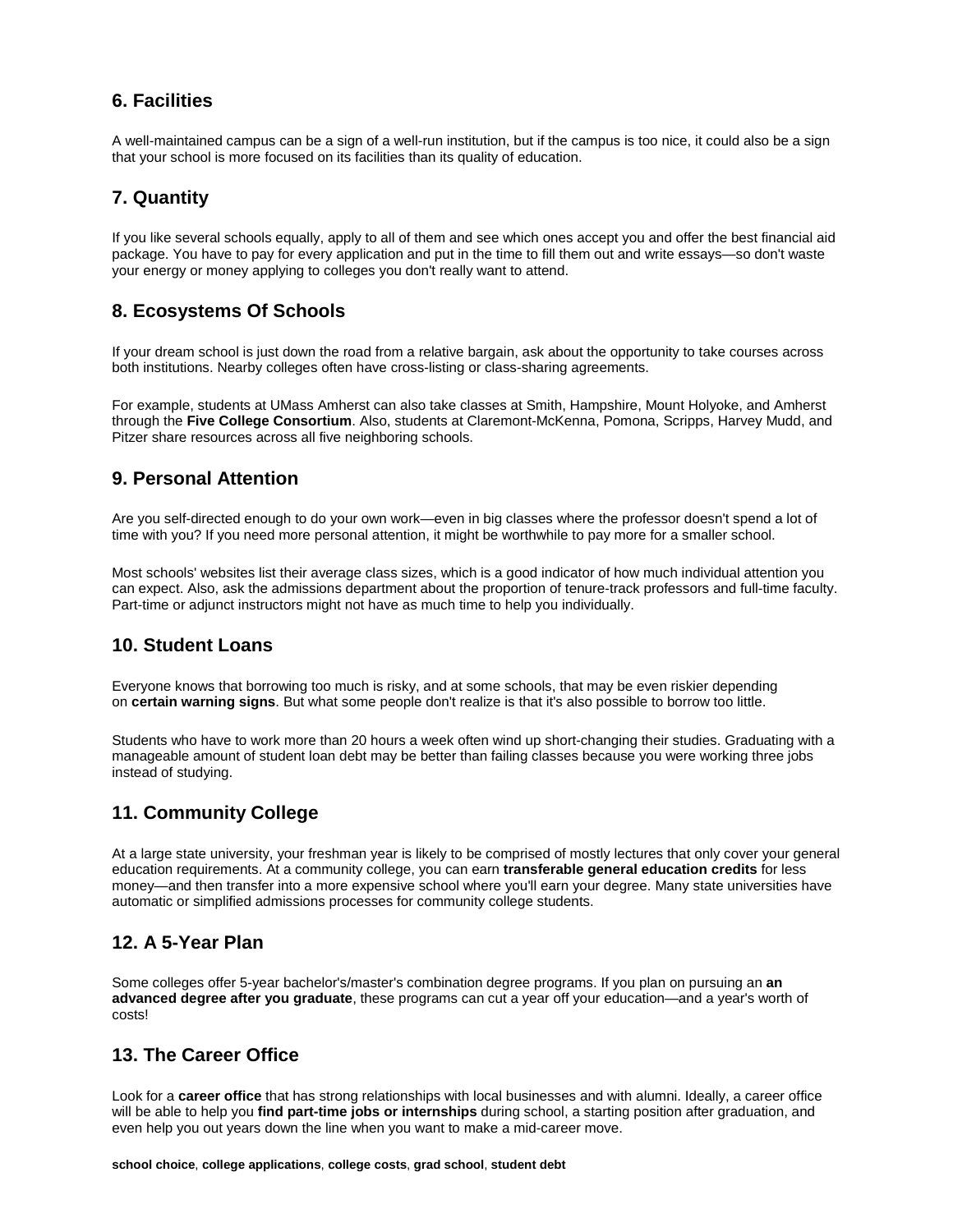## 6. Facilities

A well-maintained campus can be a sign of a well-run institution, but if the campus is too nice, it could also be a sign that your school is more focused on its facilities than its quality of education.

## 7. Quantity

If you like several schools equally, apply to all of them and see which ones accept you and offer the best financial aid package. You have to pay for every application and put in the time to fill them out and write essays—so don't waste your energy or money applying to colleges you don't really want to attend.

## 8. Ecosystems Of Schools

If your dream school is just down the road from a relative bargain, ask about the opportunity to take courses across both institutions. Nearby colleges often have cross-listing or class-sharing agreements.

For example, students at UMass Amherst can also take classes at Smith, Hampshire, Mount Holyoke, and Amherst through the **Five College Consortium**. Also, students at Claremont-McKenna, Pomona, Scripps, Harvey Mudd, and Pitzer share resources across all five neighboring schools.

## 9. Personal Attention

Are you self-directed enough to do your own work—even in big classes where the professor doesn't spend a lot of time with you? If you need more personal attention, it might be worthwhile to pay more for a smaller school.

Most schools' websites list their average class sizes, which is a good indicator of how much individual attention you can expect. Also, ask the admissions department about the proportion of tenure-track professors and full-time faculty. Part-time or adjunct instructors might not have as much time to help you individually.

## 10. Student Loans

Everyone knows that borrowing too much is risky, and at some schools, that may be even riskier depending on **certain warning signs**. But what some people don't realize is that it's also possible to borrow too little.

Students who have to work more than 20 hours a week often wind up short-changing their studies. Graduating with a manageable amount of student loan debt may be better than failing classes because you were working three jobs instead of studying.

## 11. Community College

At a large state university, your freshman year is likely to be comprised of mostly lectures that only cover your general education requirements. At a community college, you can earn **transferable general education credits** for less money—and then transfer into a more expensive school where you'll earn your degree. Many state universities have automatic or simplified admissions processes for community college students.

## 12. A 5-Year Plan

Some colleges offer 5-year bachelor's/master's combination degree programs. If you plan on pursuing an **an advanced degree after you graduate**, these programs can cut a year off your education—and a year's worth of costs!

## 13. The Career Office

Look for a **career office** that has strong relationships with local businesses and with alumni. Ideally, a career office will be able to help you **find part-time jobs or internships** during school, a starting position after graduation, and even help you out years down the line when you want to make a mid-career move.

**school choice**, **college applications**, **college costs**, **grad school**, **student debt**